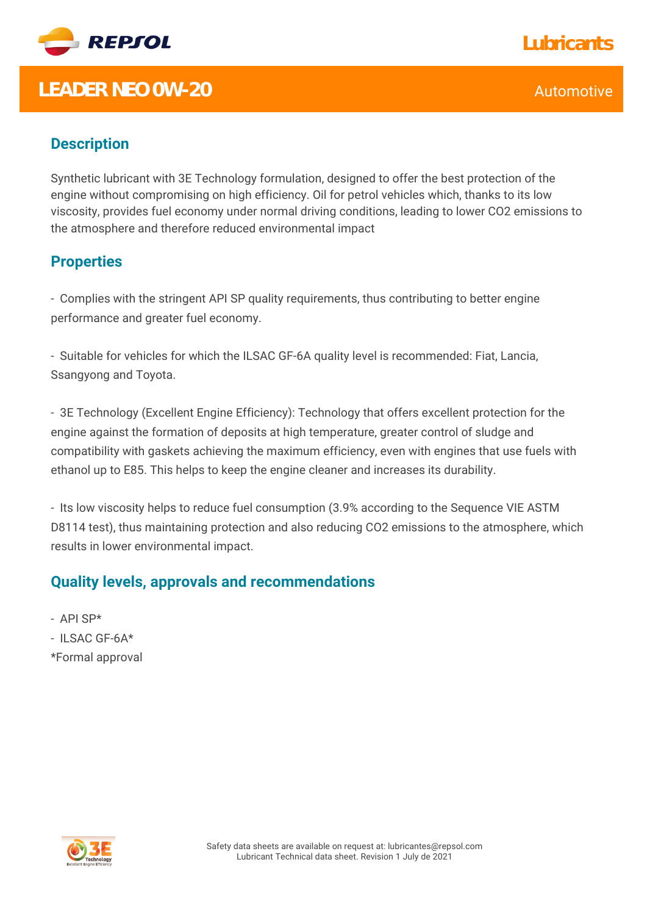# LEADER NEO 0W-20

Automotive

## Description

Synthetic lubricant with 3E Technology formulation, designed to offer the best protection of the engine without compromising on high efficiency. Oil for petrol vehicles which, thanks to its low viscosity, provides fuel economy under normal driving conditions, leading to lower $CO_2$ emissions to the atmosphere and therefore reduced environmental impact

## Properties

- Complies with the stringent API SP quality requirements, thus contributing to better engine performance and greater fuel economy.

- Suitable for vehicles for which the ILSAC GF-6A quality level is recommended: Fiat, Lancia, Ssangyong and Toyota.

- 3E Technology (Excellent Engine Efficiency): Technology that offers excellent protection for the engine against the formation of deposits at high temperature, greater control of sludge and compatibility with gaskets achieving the maximum efficiency, even with engines that use fuels with ethanol up to E85. This helps to keep the engine cleaner and increases its durability.

- Its low viscosity helps to reduce fuel consumption (3.9% according to the Sequence VIE ASTM D8114 test), thus maintaining protection and also reducing $CO_2$ emissions to the atmosphere, which results in lower environmental impact.

## Quality levels, approvals and recommendations

- API SP*
- ILSAC GF-6A*

*Formal approval

Safety data sheets are available on request at: lubricantes@repsol.com
Lubricant Technical data sheet. Revision 1 July de 2021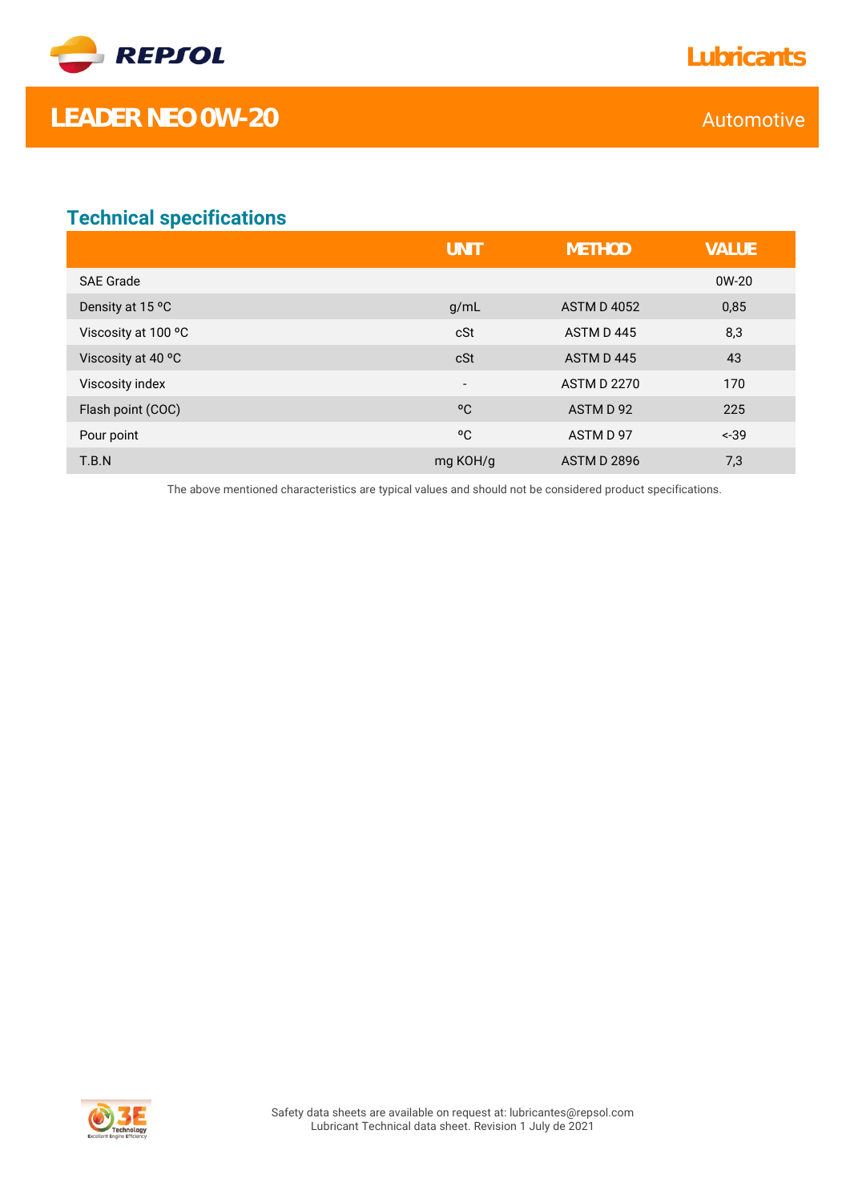# LEADER NEO 0W-20

Automotive

## Technical specifications

| | UNIT | METHOD | VALUE |
|---|---|---|---|
| SAE Grade | | | 0W-20 |
| Density at 15 ºC | g/mL | ASTM D 4052 | 0,85 |
| Viscosity at 100 ºC | cSt | ASTM D 445 | 8,3 |
| Viscosity at 40 ºC | cSt | ASTM D 445 | 43 |
| Viscosity index | - | ASTM D 2270 | 170 |
| Flash point (COC) | ºC | ASTM D 92 | 225 |
| Pour point | ºC | ASTM D 97 | <-39 |
| T.B.N | mg KOH/g | ASTM D 2896 | 7,3 |

The above mentioned characteristics are typical values and should not be considered product specifications.

Safety data sheets are available on request at: lubricantes@repsol.com
Lubricant Technical data sheet. Revision 1 July de 2021